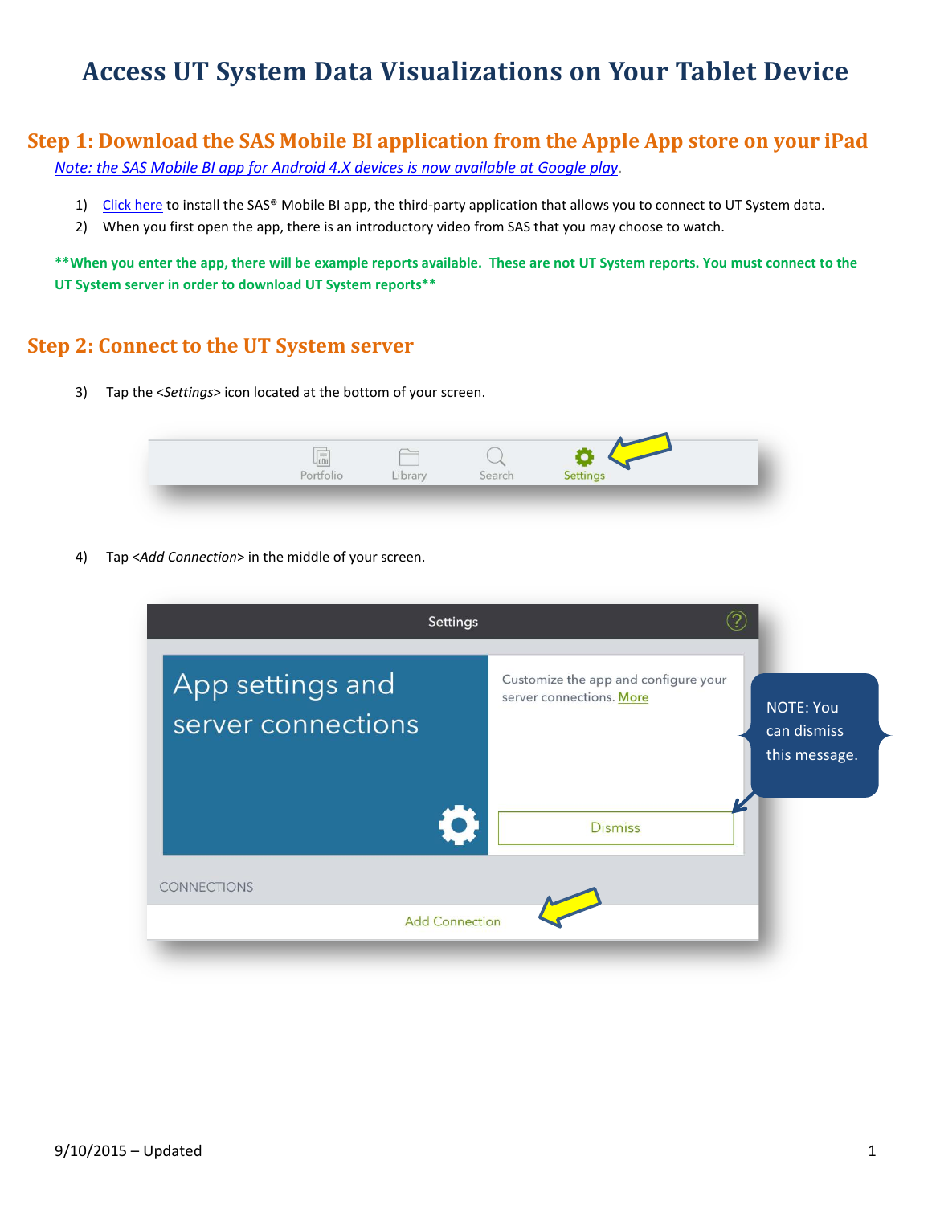# Access UT System Data Visualizations on Your Tablet Device

## Step 1: Download the SAS Mobile BI application from the Apple App store on your iPad

*Note: the SAS Mobile BI app for Android 4.X devices is now available at Google play*.

1) Click here to install the SAS® Mobile BI app, the third-party application that allows you to connect to UT System data.
2) When you first open the app, there is an introductory video from SAS that you may choose to watch.

**\*\*When you enter the app, there will be example reports available. These are not UT System reports. You must connect to the UT System server in order to download UT System reports\*\***

## Step 2: Connect to the UT System server

3) Tap the <*Settings*> icon located at the bottom of your screen.

4) Tap <*Add Connection*> in the middle of your screen.

9/10/2015 – Updated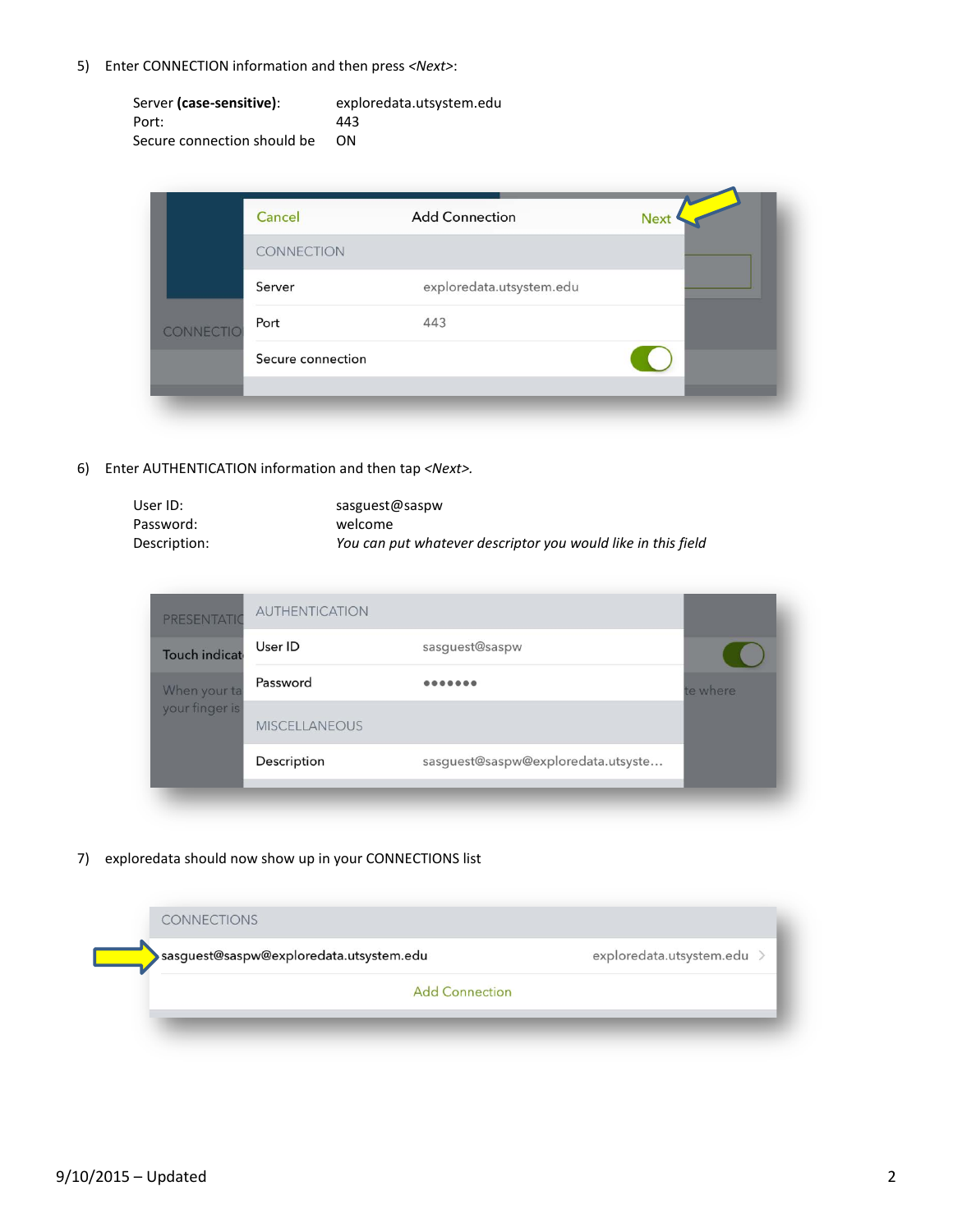5) Enter CONNECTION information and then press *<Next>*:

| | |
|---|---|
| Server **(case-sensitive)**: | exploredata.utsystem.edu |
| Port: | 443 |
| Secure connection should be | ON |

6) Enter AUTHENTICATION information and then tap *<Next>.*

| | |
|---|---|
| User ID: | sasguest@saspw |
| Password: | welcome |
| Description: | *You can put whatever descriptor you would like in this field* |

7) exploredata should now show up in your CONNECTIONS list

9/10/2015 – Updated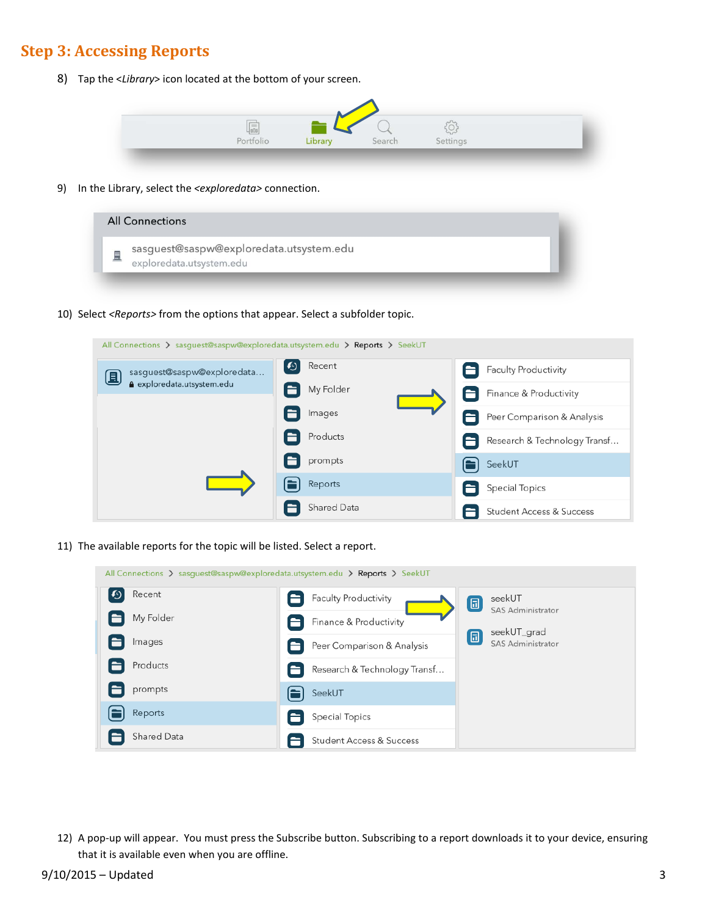## Step 3: Accessing Reports

8) Tap the <*Library*> icon located at the bottom of your screen.

9) In the Library, select the <*exploredata*> connection.

10) Select <*Reports*> from the options that appear. Select a subfolder topic.

11) The available reports for the topic will be listed. Select a report.

12) A pop-up will appear. You must press the Subscribe button. Subscribing to a report downloads it to your device, ensuring that it is available even when you are offline.

9/10/2015 – Updated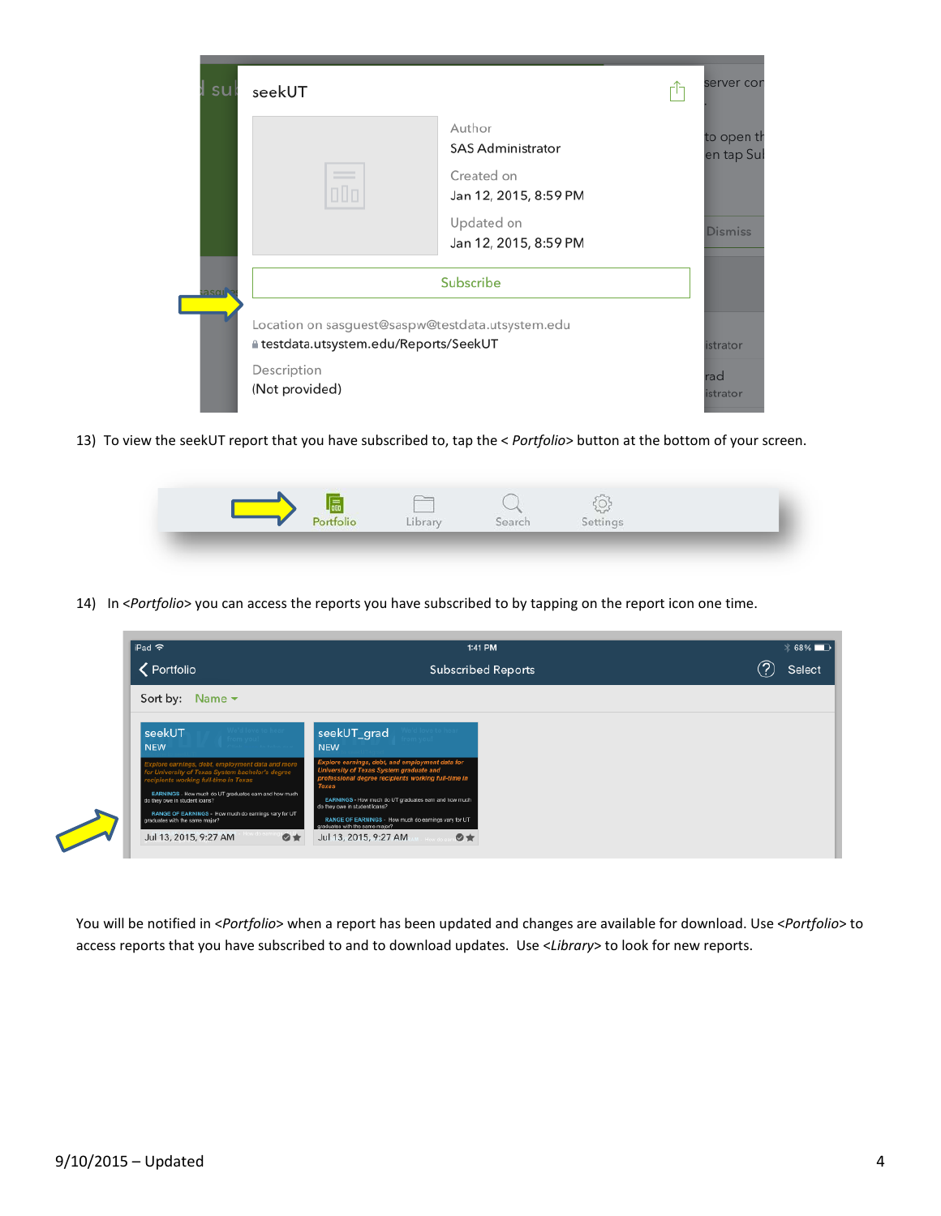13) To view the seekUT report that you have subscribed to, tap the < *Portfolio*> button at the bottom of your screen.

14) In <*Portfolio*> you can access the reports you have subscribed to by tapping on the report icon one time.

You will be notified in <*Portfolio*> when a report has been updated and changes are available for download. Use <*Portfolio*> to access reports that you have subscribed to and to download updates. Use <*Library*> to look for new reports.

9/10/2015 – Updated